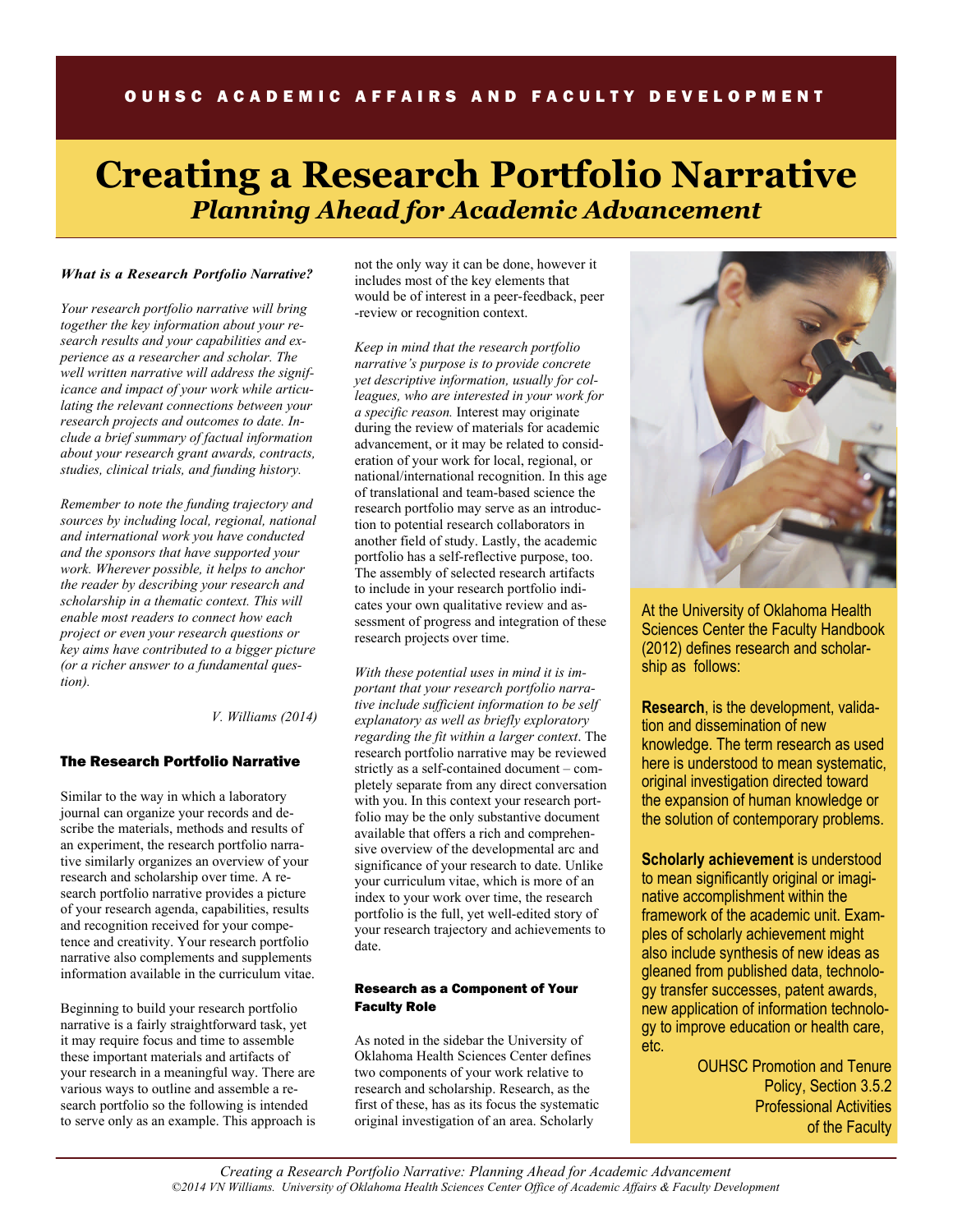OUHSC ACADEMIC AFFAIRS AND FACULTY DEVELOPMENT

# Creating a Research Portfolio Narrative

## *Planning Ahead for Academic Advancement*

***What is a Research Portfolio Narrative?***

*Your research portfolio narrative will bring together the key information about your research results and your capabilities and experience as a researcher and scholar. The well written narrative will address the significance and impact of your work while articulating the relevant connections between your research projects and outcomes to date. Include a brief summary of factual information about your research grant awards, contracts, studies, clinical trials, and funding history.*

*Remember to note the funding trajectory and sources by including local, regional, national and international work you have conducted and the sponsors that have supported your work. Wherever possible, it helps to anchor the reader by describing your research and scholarship in a thematic context. This will enable most readers to connect how each project or even your research questions or key aims have contributed to a bigger picture (or a richer answer to a fundamental question).*

*V. Williams (2014)*

### The Research Portfolio Narrative

Similar to the way in which a laboratory journal can organize your records and describe the materials, methods and results of an experiment, the research portfolio narrative similarly organizes an overview of your research and scholarship over time. A research portfolio narrative provides a picture of your research agenda, capabilities, results and recognition received for your competence and creativity. Your research portfolio narrative also complements and supplements information available in the curriculum vitae.

Beginning to build your research portfolio narrative is a fairly straightforward task, yet it may require focus and time to assemble these important materials and artifacts of your research in a meaningful way. There are various ways to outline and assemble a research portfolio so the following is intended to serve only as an example. This approach is not the only way it can be done, however it includes most of the key elements that would be of interest in a peer-feedback, peer-review or recognition context.

*Keep in mind that the research portfolio narrative's purpose is to provide concrete yet descriptive information, usually for colleagues, who are interested in your work for a specific reason.* Interest may originate during the review of materials for academic advancement, or it may be related to consideration of your work for local, regional, or national/international recognition. In this age of translational and team-based science the research portfolio may serve as an introduction to potential research collaborators in another field of study. Lastly, the academic portfolio has a self-reflective purpose, too. The assembly of selected research artifacts to include in your research portfolio indicates your own qualitative review and assessment of progress and integration of these research projects over time.

*With these potential uses in mind it is important that your research portfolio narrative include sufficient information to be self explanatory as well as briefly exploratory regarding the fit within a larger context*. The research portfolio narrative may be reviewed strictly as a self-contained document – completely separate from any direct conversation with you. In this context your research portfolio may be the only substantive document available that offers a rich and comprehensive overview of the developmental arc and significance of your research to date. Unlike your curriculum vitae, which is more of an index to your work over time, the research portfolio is the full, yet well-edited story of your research trajectory and achievements to date.

#### Research as a Component of Your Faculty Role

As noted in the sidebar the University of Oklahoma Health Sciences Center defines two components of your work relative to research and scholarship. Research, as the first of these, has as its focus the systematic original investigation of an area. Scholarly

At the University of Oklahoma Health Sciences Center the Faculty Handbook (2012) defines research and scholarship as follows:

**Research**, is the development, validation and dissemination of new knowledge. The term research as used here is understood to mean systematic, original investigation directed toward the expansion of human knowledge or the solution of contemporary problems.

**Scholarly achievement** is understood to mean significantly original or imaginative accomplishment within the framework of the academic unit. Examples of scholarly achievement might also include synthesis of new ideas as gleaned from published data, technology transfer successes, patent awards, new application of information technology to improve education or health care, etc.

OUHSC Promotion and Tenure Policy, Section 3.5.2 Professional Activities of the Faculty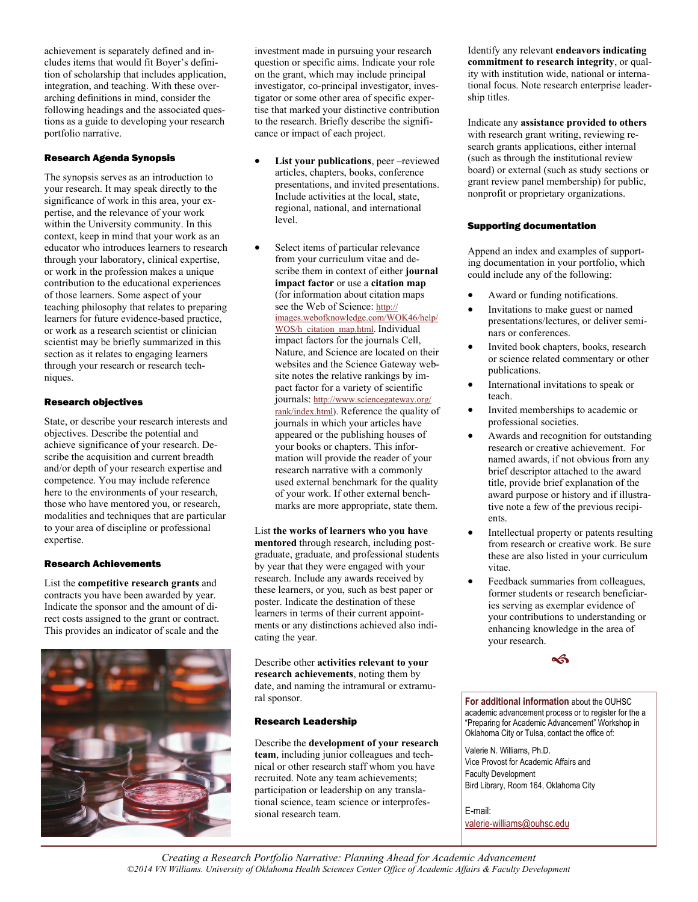achievement is separately defined and includes items that would fit Boyer's definition of scholarship that includes application, integration, and teaching. With these overarching definitions in mind, consider the following headings and the associated questions as a guide to developing your research portfolio narrative.

### Research Agenda Synopsis

The synopsis serves as an introduction to your research. It may speak directly to the significance of work in this area, your expertise, and the relevance of your work within the University community. In this context, keep in mind that your work as an educator who introduces learners to research through your laboratory, clinical expertise, or work in the profession makes a unique contribution to the educational experiences of those learners. Some aspect of your teaching philosophy that relates to preparing learners for future evidence-based practice, or work as a research scientist or clinician scientist may be briefly summarized in this section as it relates to engaging learners through your research or research techniques.

### Research objectives

State, or describe your research interests and objectives. Describe the potential and achieve significance of your research. Describe the acquisition and current breadth and/or depth of your research expertise and competence. You may include reference here to the environments of your research, those who have mentored you, or research, modalities and techniques that are particular to your area of discipline or professional expertise.

### Research Achievements

List the **competitive research grants** and contracts you have been awarded by year. Indicate the sponsor and the amount of direct costs assigned to the grant or contract. This provides an indicator of scale and the investment made in pursuing your research question or specific aims. Indicate your role on the grant, which may include principal investigator, co-principal investigator, investigator or some other area of specific expertise that marked your distinctive contribution to the research. Briefly describe the significance or impact of each project.

- **List your publications**, peer –reviewed articles, chapters, books, conference presentations, and invited presentations. Include activities at the local, state, regional, national, and international level.
- Select items of particular relevance from your curriculum vitae and describe them in context of either **journal impact factor** or use a **citation map** (for information about citation maps see the Web of Science: http://images.webofknowledge.com/WOK46/help/WOS/h_citation_map.html. Individual impact factors for the journals Cell, Nature, and Science are located on their websites and the Science Gateway website notes the relative rankings by impact factor for a variety of scientific journals: http://www.sciencegateway.org/rank/index.html). Reference the quality of journals in which your articles have appeared or the publishing houses of your books or chapters. This information will provide the reader of your research narrative with a commonly used external benchmark for the quality of your work. If other external benchmarks are more appropriate, state them.

List **the works of learners who you have mentored** through research, including postgraduate, graduate, and professional students by year that they were engaged with your research. Include any awards received by these learners, or you, such as best paper or poster. Indicate the destination of these learners in terms of their current appointments or any distinctions achieved also indicating the year.

Describe other **activities relevant to your research achievements**, noting them by date, and naming the intramural or extramural sponsor.

### Research Leadership

Describe the **development of your research team**, including junior colleagues and technical or other research staff whom you have recruited. Note any team achievements; participation or leadership on any translational science, team science or interprofessional research team.

Identify any relevant **endeavors indicating commitment to research integrity**, or quality with institution wide, national or international focus. Note research enterprise leadership titles.

Indicate any **assistance provided to others** with research grant writing, reviewing research grants applications, either internal (such as through the institutional review board) or external (such as study sections or grant review panel membership) for public, nonprofit or proprietary organizations.

### Supporting documentation

Append an index and examples of supporting documentation in your portfolio, which could include any of the following:

- Award or funding notifications.
- Invitations to make guest or named presentations/lectures, or deliver seminars or conferences.
- Invited book chapters, books, research or science related commentary or other publications.
- International invitations to speak or teach.
- Invited memberships to academic or professional societies.
- Awards and recognition for outstanding research or creative achievement. For named awards, if not obvious from any brief descriptor attached to the award title, provide brief explanation of the award purpose or history and if illustrative note a few of the previous recipients.
- Intellectual property or patents resulting from research or creative work. Be sure these are also listed in your curriculum vitae.
- Feedback summaries from colleagues, former students or research beneficiaries serving as exemplar evidence of your contributions to understanding or enhancing knowledge in the area of your research.

**For additional information** about the OUHSC academic advancement process or to register for the a "Preparing for Academic Advancement" Workshop in Oklahoma City or Tulsa, contact the office of:

Valerie N. Williams, Ph.D.
Vice Provost for Academic Affairs and Faculty Development
Bird Library, Room 164, Oklahoma City

E-mail:
valerie-williams@ouhsc.edu

*Creating a Research Portfolio Narrative: Planning Ahead for Academic Advancement*
*©2014 VN Williams. University of Oklahoma Health Sciences Center Office of Academic Affairs & Faculty Development*